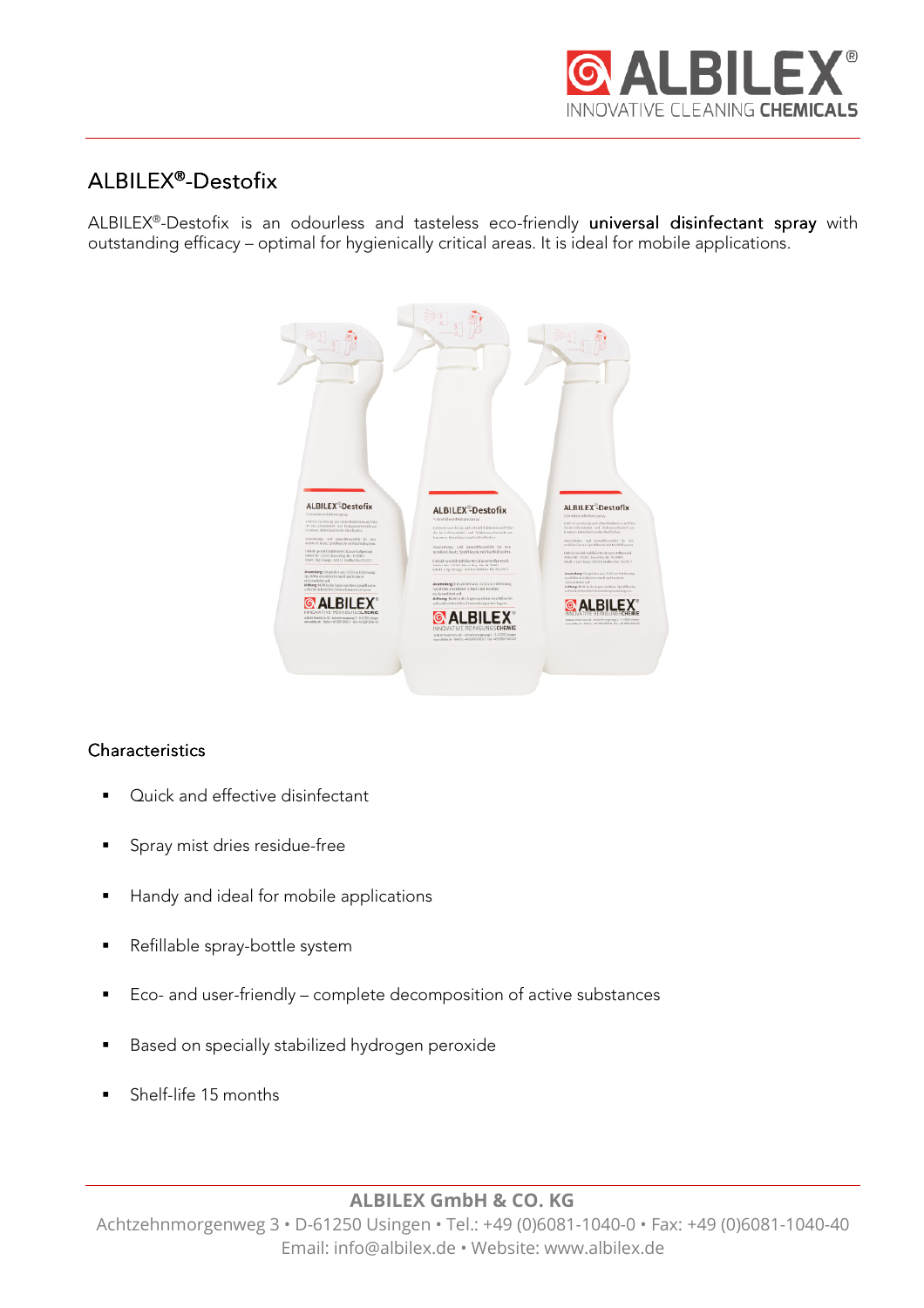# ALBILEX®-Destofix

ALBILEX®-Destofix is an odourless and tasteless eco-friendly **universal disinfectant spray** with outstanding efficacy – optimal for hygienically critical areas. It is ideal for mobile applications.

## Characteristics

- Quick and effective disinfectant
- Spray mist dries residue-free
- Handy and ideal for mobile applications
- Refillable spray-bottle system
- Eco- and user-friendly – complete decomposition of active substances
- Based on specially stabilized hydrogen peroxide
- Shelf-life 15 months

**ALBILEX GmbH & CO. KG**
Achtzehnmorgenweg 3 • D-61250 Usingen • Tel.: +49 (0)6081-1040-0 • Fax: +49 (0)6081-1040-40
Email: info@albilex.de • Website: www.albilex.de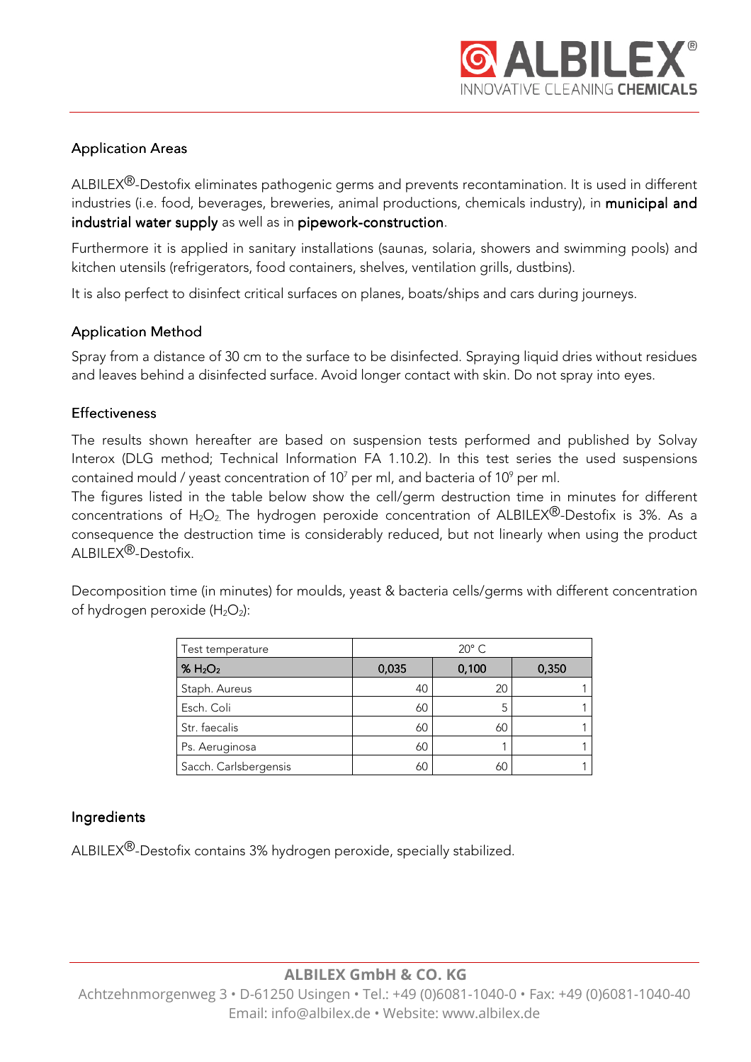## Application Areas

ALBILEX®-Destofix eliminates pathogenic germs and prevents recontamination. It is used in different industries (i.e. food, beverages, breweries, animal productions, chemicals industry), in municipal and industrial water supply as well as in pipework-construction.

Furthermore it is applied in sanitary installations (saunas, solaria, showers and swimming pools) and kitchen utensils (refrigerators, food containers, shelves, ventilation grills, dustbins).

It is also perfect to disinfect critical surfaces on planes, boats/ships and cars during journeys.

## Application Method

Spray from a distance of 30 cm to the surface to be disinfected. Spraying liquid dries without residues and leaves behind a disinfected surface. Avoid longer contact with skin. Do not spray into eyes.

## Effectiveness

The results shown hereafter are based on suspension tests performed and published by Solvay Interox (DLG method; Technical Information FA 1.10.2). In this test series the used suspensions contained mould / yeast concentration of $10^7$ per ml, and bacteria of $10^9$ per ml.
The figures listed in the table below show the cell/germ destruction time in minutes for different concentrations of $H_2O_2$. The hydrogen peroxide concentration of ALBILEX®-Destofix is 3%. As a consequence the destruction time is considerably reduced, but not linearly when using the product ALBILEX®-Destofix.

Decomposition time (in minutes) for moulds, yeast & bacteria cells/germs with different concentration of hydrogen peroxide ($H_2O_2$):

| Test temperature | 20° C | | |
|---|---|---|---|
| % $H_2O_2$ | 0,035 | 0,100 | 0,350 |
| Staph. Aureus | 40 | 20 | 1 |
| Esch. Coli | 60 | 5 | 1 |
| Str. faecalis | 60 | 60 | 1 |
| Ps. Aeruginosa | 60 | 1 | 1 |
| Sacch. Carlsbergensis | 60 | 60 | 1 |

## Ingredients

ALBILEX®-Destofix contains 3% hydrogen peroxide, specially stabilized.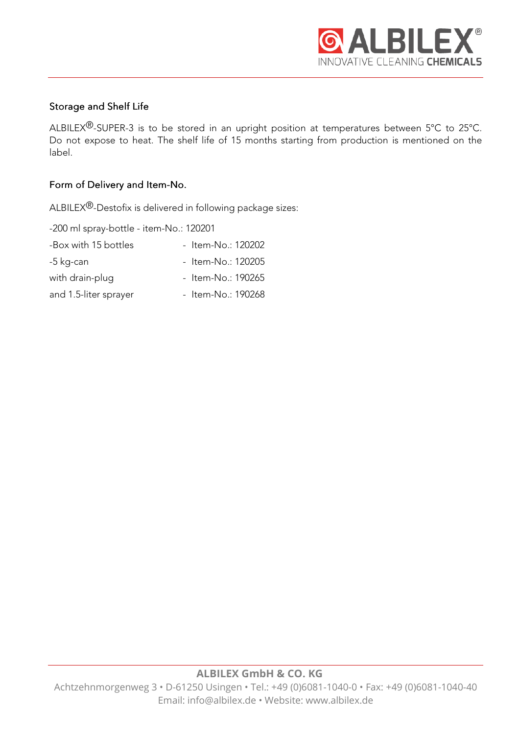## Storage and Shelf Life

ALBILEX®-SUPER-3 is to be stored in an upright position at temperatures between 5°C to 25°C. Do not expose to heat. The shelf life of 15 months starting from production is mentioned on the label.

## Form of Delivery and Item-No.

ALBILEX®-Destofix is delivered in following package sizes:

-200 ml spray-bottle - item-No.: 120201

| | |
|---|---|
| -Box with 15 bottles | - Item-No.: 120202 |
| -5 kg-can | - Item-No.: 120205 |
| with drain-plug | - Item-No.: 190265 |
| and 1.5-liter sprayer | - Item-No.: 190268 |